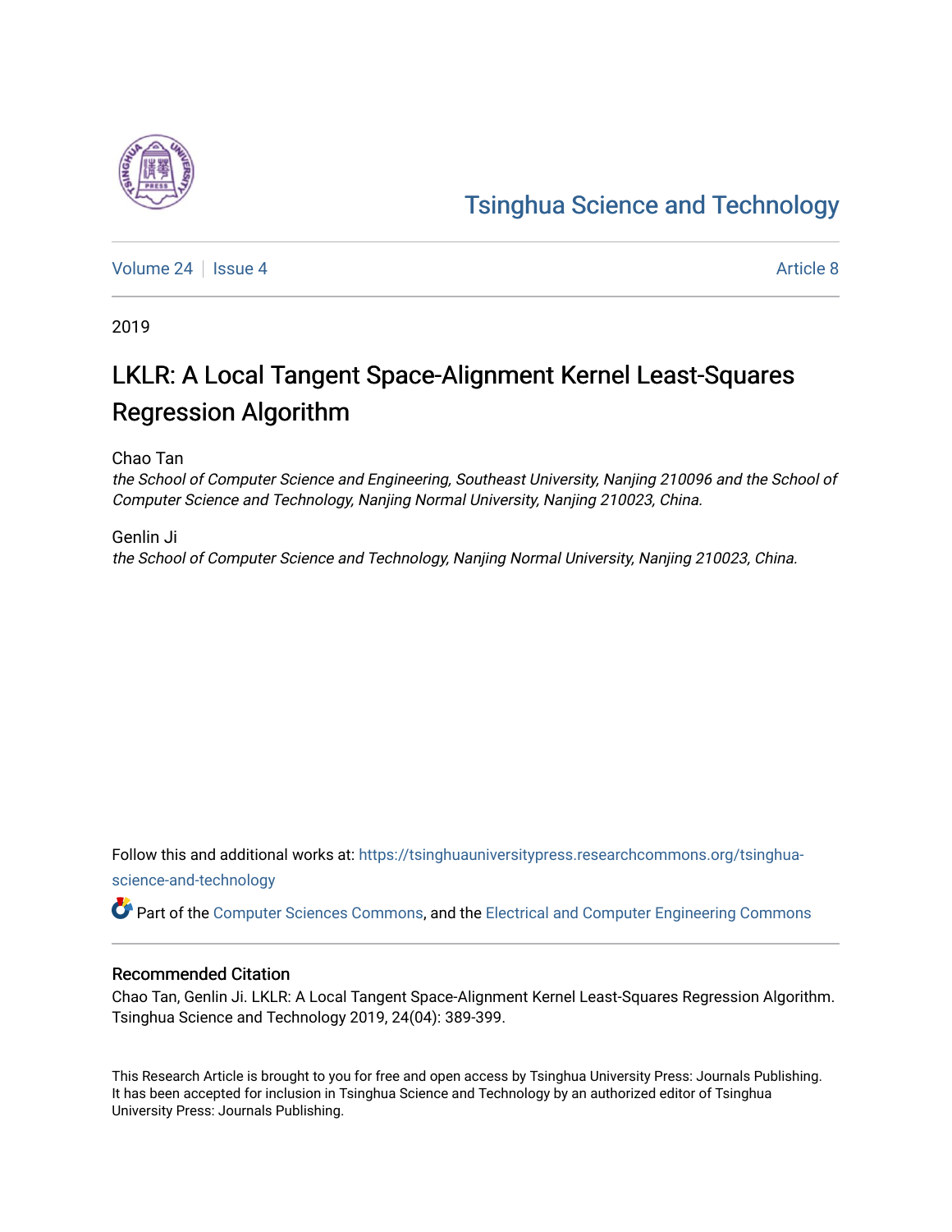Tsinghua Science and Technology

Volume 24 | Issue 4 | Article 8

2019

# LKLR: A Local Tangent Space-Alignment Kernel Least-Squares Regression Algorithm

Chao Tan

*the School of Computer Science and Engineering, Southeast University, Nanjing 210096 and the School of Computer Science and Technology, Nanjing Normal University, Nanjing 210023, China.*

Genlin Ji

*the School of Computer Science and Technology, Nanjing Normal University, Nanjing 210023, China.*

Follow this and additional works at: https://tsinghuauniversitypress.researchcommons.org/tsinghua-science-and-technology

Part of the Computer Sciences Commons, and the Electrical and Computer Engineering Commons

## Recommended Citation

Chao Tan, Genlin Ji. LKLR: A Local Tangent Space-Alignment Kernel Least-Squares Regression Algorithm. Tsinghua Science and Technology 2019, 24(04): 389-399.

This Research Article is brought to you for free and open access by Tsinghua University Press: Journals Publishing. It has been accepted for inclusion in Tsinghua Science and Technology by an authorized editor of Tsinghua University Press: Journals Publishing.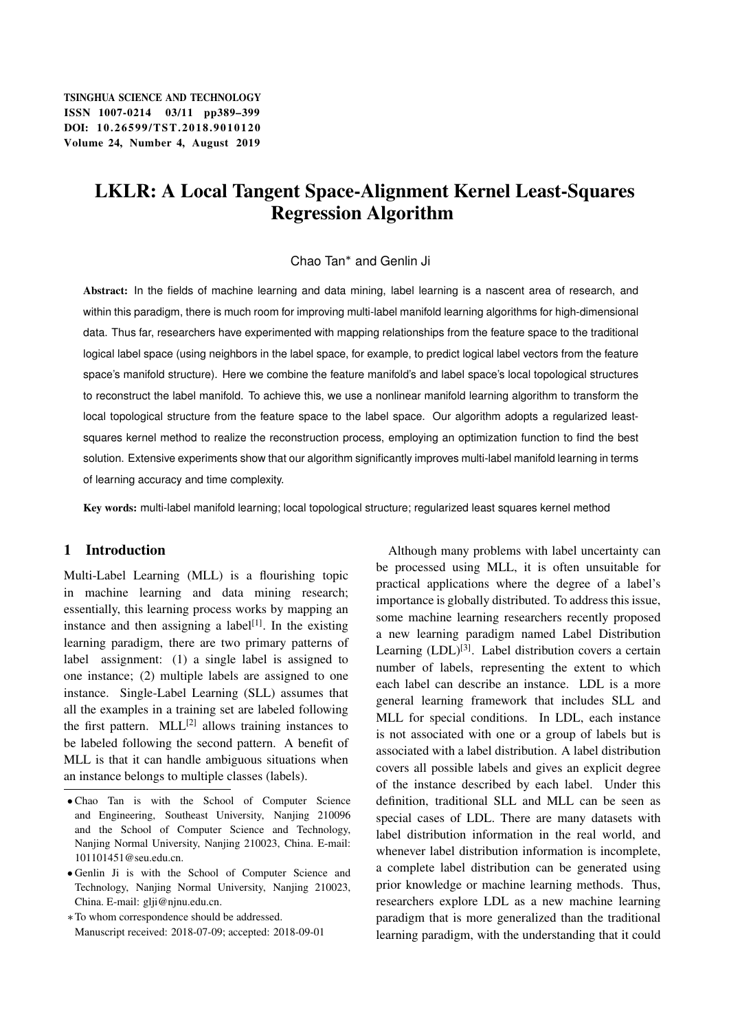# LKLR: A Local Tangent Space-Alignment Kernel Least-Squares Regression Algorithm

Chao Tan* and Genlin Ji

**Abstract:** In the fields of machine learning and data mining, label learning is a nascent area of research, and within this paradigm, there is much room for improving multi-label manifold learning algorithms for high-dimensional data. Thus far, researchers have experimented with mapping relationships from the feature space to the traditional logical label space (using neighbors in the label space, for example, to predict logical label vectors from the feature space's manifold structure). Here we combine the feature manifold's and label space's local topological structures to reconstruct the label manifold. To achieve this, we use a nonlinear manifold learning algorithm to transform the local topological structure from the feature space to the label space. Our algorithm adopts a regularized least-squares kernel method to realize the reconstruction process, employing an optimization function to find the best solution. Extensive experiments show that our algorithm significantly improves multi-label manifold learning in terms of learning accuracy and time complexity.

**Key words:** multi-label manifold learning; local topological structure; regularized least squares kernel method

## 1 Introduction

Multi-Label Learning (MLL) is a flourishing topic in machine learning and data mining research; essentially, this learning process works by mapping an instance and then assigning a label[1]. In the existing learning paradigm, there are two primary patterns of label assignment: (1) a single label is assigned to one instance; (2) multiple labels are assigned to one instance. Single-Label Learning (SLL) assumes that all the examples in a training set are labeled following the first pattern. MLL[2] allows training instances to be labeled following the second pattern. A benefit of MLL is that it can handle ambiguous situations when an instance belongs to multiple classes (labels).

- Chao Tan is with the School of Computer Science and Engineering, Southeast University, Nanjing 210096 and the School of Computer Science and Technology, Nanjing Normal University, Nanjing 210023, China. E-mail: 101101451@seu.edu.cn.
- Genlin Ji is with the School of Computer Science and Technology, Nanjing Normal University, Nanjing 210023, China. E-mail: glji@njnu.edu.cn.

* To whom correspondence should be addressed.
Manuscript received: 2018-07-09; accepted: 2018-09-01

Although many problems with label uncertainty can be processed using MLL, it is often unsuitable for practical applications where the degree of a label's importance is globally distributed. To address this issue, some machine learning researchers recently proposed a new learning paradigm named Label Distribution Learning (LDL)[3]. Label distribution covers a certain number of labels, representing the extent to which each label can describe an instance. LDL is a more general learning framework that includes SLL and MLL for special conditions. In LDL, each instance is not associated with one or a group of labels but is associated with a label distribution. A label distribution covers all possible labels and gives an explicit degree of the instance described by each label. Under this definition, traditional SLL and MLL can be seen as special cases of LDL. There are many datasets with label distribution information in the real world, and whenever label distribution information is incomplete, a complete label distribution can be generated using prior knowledge or machine learning methods. Thus, researchers explore LDL as a new machine learning paradigm that is more generalized than the traditional learning paradigm, with the understanding that it could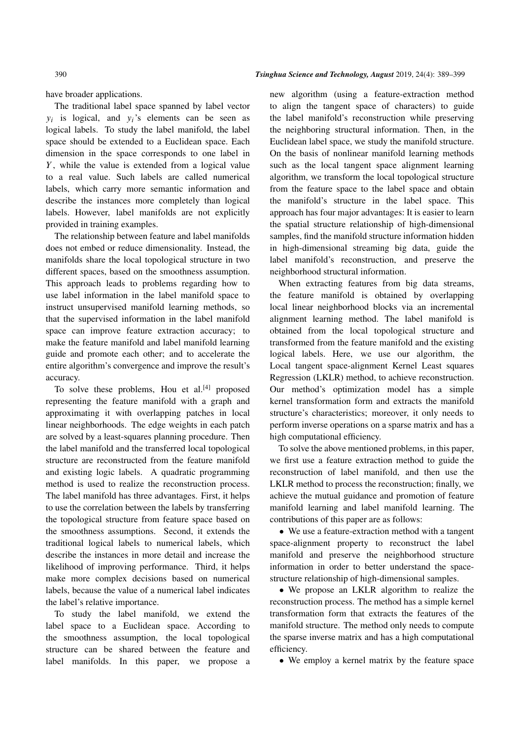have broader applications.

The traditional label space spanned by label vector $y_i$ is logical, and $y_i$'s elements can be seen as logical labels. To study the label manifold, the label space should be extended to a Euclidean space. Each dimension in the space corresponds to one label in $Y$, while the value is extended from a logical value to a real value. Such labels are called numerical labels, which carry more semantic information and describe the instances more completely than logical labels. However, label manifolds are not explicitly provided in training examples.

The relationship between feature and label manifolds does not embed or reduce dimensionality. Instead, the manifolds share the local topological structure in two different spaces, based on the smoothness assumption. This approach leads to problems regarding how to use label information in the label manifold space to instruct unsupervised manifold learning methods, so that the supervised information in the label manifold space can improve feature extraction accuracy; to make the feature manifold and label manifold learning guide and promote each other; and to accelerate the entire algorithm's convergence and improve the result's accuracy.

To solve these problems, Hou et al.[4] proposed representing the feature manifold with a graph and approximating it with overlapping patches in local linear neighborhoods. The edge weights in each patch are solved by a least-squares planning procedure. Then the label manifold and the transferred local topological structure are reconstructed from the feature manifold and existing logic labels. A quadratic programming method is used to realize the reconstruction process. The label manifold has three advantages. First, it helps to use the correlation between the labels by transferring the topological structure from feature space based on the smoothness assumptions. Second, it extends the traditional logical labels to numerical labels, which describe the instances in more detail and increase the likelihood of improving performance. Third, it helps make more complex decisions based on numerical labels, because the value of a numerical label indicates the label's relative importance.

To study the label manifold, we extend the label space to a Euclidean space. According to the smoothness assumption, the local topological structure can be shared between the feature and label manifolds. In this paper, we propose a new algorithm (using a feature-extraction method to align the tangent space of characters) to guide the label manifold's reconstruction while preserving the neighboring structural information. Then, in the Euclidean label space, we study the manifold structure. On the basis of nonlinear manifold learning methods such as the local tangent space alignment learning algorithm, we transform the local topological structure from the feature space to the label space and obtain the manifold's structure in the label space. This approach has four major advantages: It is easier to learn the spatial structure relationship of high-dimensional samples, find the manifold structure information hidden in high-dimensional streaming big data, guide the label manifold's reconstruction, and preserve the neighborhood structural information.

When extracting features from big data streams, the feature manifold is obtained by overlapping local linear neighborhood blocks via an incremental alignment learning method. The label manifold is obtained from the local topological structure and transformed from the feature manifold and the existing logical labels. Here, we use our algorithm, the Local tangent space-alignment Kernel Least squares Regression (LKLR) method, to achieve reconstruction. Our method's optimization model has a simple kernel transformation form and extracts the manifold structure's characteristics; moreover, it only needs to perform inverse operations on a sparse matrix and has a high computational efficiency.

To solve the above mentioned problems, in this paper, we first use a feature extraction method to guide the reconstruction of label manifold, and then use the LKLR method to process the reconstruction; finally, we achieve the mutual guidance and promotion of feature manifold learning and label manifold learning. The contributions of this paper are as follows:

- We use a feature-extraction method with a tangent space-alignment property to reconstruct the label manifold and preserve the neighborhood structure information in order to better understand the space-structure relationship of high-dimensional samples.
- We propose an LKLR algorithm to realize the reconstruction process. The method has a simple kernel transformation form that extracts the features of the manifold structure. The method only needs to compute the sparse inverse matrix and has a high computational efficiency.
- We employ a kernel matrix by the feature space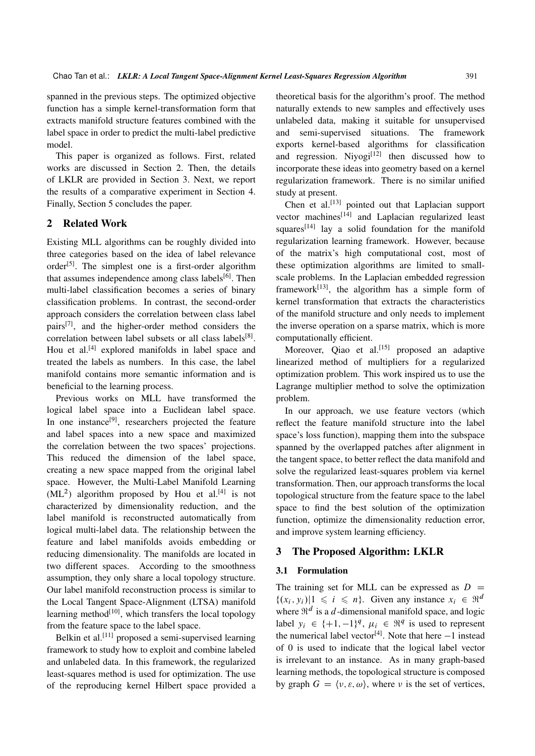spanned in the previous steps. The optimized objective function has a simple kernel-transformation form that extracts manifold structure features combined with the label space in order to predict the multi-label predictive model.

This paper is organized as follows. First, related works are discussed in Section 2. Then, the details of LKLR are provided in Section 3. Next, we report the results of a comparative experiment in Section 4. Finally, Section 5 concludes the paper.

## 2 Related Work

Existing MLL algorithms can be roughly divided into three categories based on the idea of label relevance order[5]. The simplest one is a first-order algorithm that assumes independence among class labels[6]. Then multi-label classification becomes a series of binary classification problems. In contrast, the second-order approach considers the correlation between class label pairs[7], and the higher-order method considers the correlation between label subsets or all class labels[8]. Hou et al.[4] explored manifolds in label space and treated the labels as numbers. In this case, the label manifold contains more semantic information and is beneficial to the learning process.

Previous works on MLL have transformed the logical label space into a Euclidean label space. In one instance[9], researchers projected the feature and label spaces into a new space and maximized the correlation between the two spaces' projections. This reduced the dimension of the label space, creating a new space mapped from the original label space. However, the Multi-Label Manifold Learning ($ML^2$) algorithm proposed by Hou et al.[4] is not characterized by dimensionality reduction, and the label manifold is reconstructed automatically from logical multi-label data. The relationship between the feature and label manifolds avoids embedding or reducing dimensionality. The manifolds are located in two different spaces. According to the smoothness assumption, they only share a local topology structure. Our label manifold reconstruction process is similar to the Local Tangent Space-Alignment (LTSA) manifold learning method[10], which transfers the local topology from the feature space to the label space.

Belkin et al.[11] proposed a semi-supervised learning framework to study how to exploit and combine labeled and unlabeled data. In this framework, the regularized least-squares method is used for optimization. The use of the reproducing kernel Hilbert space provided a theoretical basis for the algorithm's proof. The method naturally extends to new samples and effectively uses unlabeled data, making it suitable for unsupervised and semi-supervised situations. The framework exports kernel-based algorithms for classification and regression. Niyogi[12] then discussed how to incorporate these ideas into geometry based on a kernel regularization framework. There is no similar unified study at present.

Chen et al.[13] pointed out that Laplacian support vector machines[14] and Laplacian regularized least squares[14] lay a solid foundation for the manifold regularization learning framework. However, because of the matrix's high computational cost, most of these optimization algorithms are limited to small-scale problems. In the Laplacian embedded regression framework[13], the algorithm has a simple form of kernel transformation that extracts the characteristics of the manifold structure and only needs to implement the inverse operation on a sparse matrix, which is more computationally efficient.

Moreover, Qiao et al.[15] proposed an adaptive linearized method of multipliers for a regularized optimization problem. This work inspired us to use the Lagrange multiplier method to solve the optimization problem.

In our approach, we use feature vectors (which reflect the feature manifold structure into the label space's loss function), mapping them into the subspace spanned by the overlapped patches after alignment in the tangent space, to better reflect the data manifold and solve the regularized least-squares problem via kernel transformation. Then, our approach transforms the local topological structure from the feature space to the label space to find the best solution of the optimization function, optimize the dimensionality reduction error, and improve system learning efficiency.

## 3 The Proposed Algorithm: LKLR

### 3.1 Formulation

The training set for MLL can be expressed as $D = \{(x_i, y_i) | 1 \leqslant i \leqslant n\}$. Given any instance $x_i \in \Re^d$ where $\Re^d$ is a $d$-dimensional manifold space, and logic label $y_i \in \{+1, -1\}^q$, $\mu_i \in \Re^q$ is used to represent the numerical label vector[4]. Note that here $-1$ instead of 0 is used to indicate that the logical label vector is irrelevant to an instance. As in many graph-based learning methods, the topological structure is composed by graph $G = \langle \nu, \varepsilon, \omega \rangle$, where $\nu$ is the set of vertices,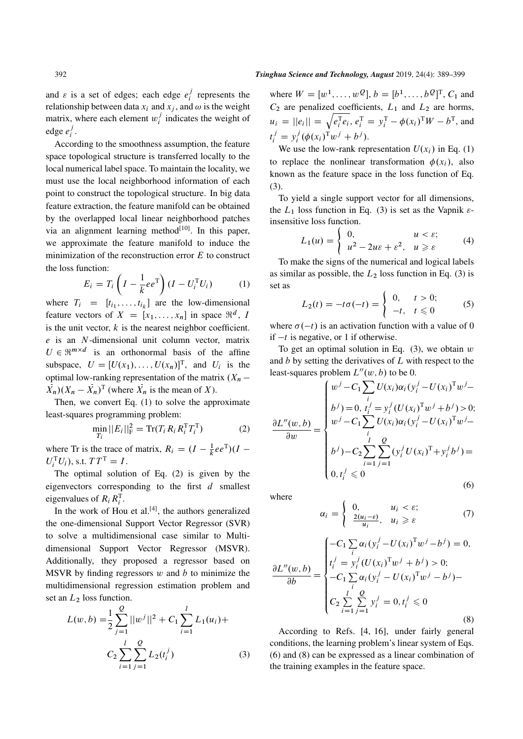and $\varepsilon$ is a set of edges; each edge $e_i^j$ represents the relationship between data $x_i$ and $x_j$, and $\omega$ is the weight matrix, where each element $w_i^j$ indicates the weight of edge $e_i^j$.

According to the smoothness assumption, the feature space topological structure is transferred locally to the local numerical label space. To maintain the locality, we must use the local neighborhood information of each point to construct the topological structure. In big data feature extraction, the feature manifold can be obtained by the overlapped local linear neighborhood patches via an alignment learning method[10]. In this paper, we approximate the feature manifold to induce the minimization of the reconstruction error $E$ to construct the loss function:

$$E_i = T_i \left( I - \frac{1}{k} e e^{\mathrm{T}} \right) (I - U_i^{\mathrm{T}} U_i) \tag{1}$$

where $T_i = [t_{i_1}, \ldots, t_{i_k}]$ are the low-dimensional feature vectors of $X = [x_1, \ldots, x_n]$ in space $\Re^d$, $I$ is the unit vector, $k$ is the nearest neighbor coefficient. $e$ is an $N$-dimensional unit column vector, matrix $U \in \Re^{m \times d}$ is an orthonormal basis of the affine subspace, $U = [U(x_1), \ldots, U(x_n)]^{\mathrm{T}}$, and $U_i$ is the optimal low-ranking representation of the matrix $(X_n - \bar{X_n})(X_n - \bar{X_n})^{\mathrm{T}}$ (where $\bar{X_n}$ is the mean of $X$).

Then, we convert Eq. (1) to solve the approximate least-squares programming problem:

$$\min_{T_i} ||E_i||_{\mathrm{F}}^2 = \mathrm{Tr}(T_i R_i R_i^{\mathrm{T}} T_i^{\mathrm{T}}) \tag{2}$$

where Tr is the trace of matrix, $R_i = (I - \frac{1}{k} e e^{\mathrm{T}})(I - U_i^{\mathrm{T}} U_i)$, s.t. $T T^{\mathrm{T}} = I$.

The optimal solution of Eq. (2) is given by the eigenvectors corresponding to the first $d$ smallest eigenvalues of $R_i R_i^{\mathrm{T}}$.

In the work of Hou et al.[4], the authors generalized the one-dimensional Support Vector Regressor (SVR) to solve a multidimensional case similar to Multi-dimensional Support Vector Regressor (MSVR). Additionally, they proposed a regressor based on MSVR by finding regressors $w$ and $b$ to minimize the multidimensional regression estimation problem and set an $L_2$ loss function.

$$L(w, b) = \frac{1}{2} \sum_{j=1}^{Q} ||w^j||^2 + C_1 \sum_{i=1}^{l} L_1(u_i) + C_2 \sum_{i=1}^{l} \sum_{j=1}^{Q} L_2(t_i^j) \tag{3}$$

where $W = [w^1, \ldots, w^Q]$, $b = [b^1, \ldots, b^Q]^{\mathrm{T}}$, $C_1$ and $C_2$ are penalized coefficients, $L_1$ and $L_2$ are horms, $u_i = ||e_i|| = \sqrt{e_i^{\mathrm{T}} e_i}$, $e_i^{\mathrm{T}} = y_i^{\mathrm{T}} - \phi(x_i)^{\mathrm{T}} W - b^{\mathrm{T}}$, and $t_i^j = y_i^j (\phi(x_i)^{\mathrm{T}} w^j + b^j)$.

We use the low-rank representation $U(x_i)$ in Eq. (1) to replace the nonlinear transformation $\phi(x_i)$, also known as the feature space in the loss function of Eq. (3).

To yield a single support vector for all dimensions, the $L_1$ loss function in Eq. (3) is set as the Vapnik $\varepsilon$-insensitive loss function.

$$L_1(u) = \begin{cases} 0, & u < \varepsilon; \\ u^2 - 2u\varepsilon + \varepsilon^2, & u \geqslant \varepsilon \end{cases} \tag{4}$$

To make the signs of the numerical and logical labels as similar as possible, the $L_2$ loss function in Eq. (3) is set as

$$L_2(t) = -t\sigma(-t) = \begin{cases} 0, & t > 0; \\ -t, & t \leqslant 0 \end{cases} \tag{5}$$

where $\sigma(-t)$ is an activation function with a value of 0 if $-t$ is negative, or 1 if otherwise.

To get an optimal solution in Eq. (3), we obtain $w$ and $b$ by setting the derivatives of $L$ with respect to the least-squares problem $L''(w, b)$ to be 0.

$$\frac{\partial L''(w,b)}{\partial w} = \begin{cases} w^j - C_1 \sum_i U(x_i)\alpha_i (y_i^j - U(x_i)^{\mathrm{T}} w^j - b^j) = 0,\ t_i^j = y_i^j (U(x_i)^{\mathrm{T}} w^j + b^j) > 0; \\ w^j - C_1 \sum_i U(x_i)\alpha_i (y_i^j - U(x_i)^{\mathrm{T}} w^j - b^j) - C_2 \sum_{i=1}^{l} \sum_{j=1}^{Q} (y_i^j U(x_i)^{\mathrm{T}} + y_i^j b^j) = 0,\ t_i^j \leqslant 0 \end{cases} \tag{6}$$

where

$$\alpha_i = \begin{cases} 0, & u_i < \varepsilon; \\ \frac{2(u_i - \varepsilon)}{u_i}, & u_i \geqslant \varepsilon \end{cases} \tag{7}$$

$$\frac{\partial L''(w,b)}{\partial b} = \begin{cases} -C_1 \sum_i \alpha_i (y_i^j - U(x_i)^{\mathrm{T}} w^j - b^j) = 0,\ t_i^j = y_i^j (U(x_i)^{\mathrm{T}} w^j + b^j) > 0; \\ -C_1 \sum_i \alpha_i (y_i^j - U(x_i)^{\mathrm{T}} w^j - b^j) - C_2 \sum_{i=1}^{l} \sum_{j=1}^{Q} y_i^j = 0,\ t_i^j \leqslant 0 \end{cases} \tag{8}$$

According to Refs. [4, 16], under fairly general conditions, the learning problem's linear system of Eqs. (6) and (8) can be expressed as a linear combination of the training examples in the feature space.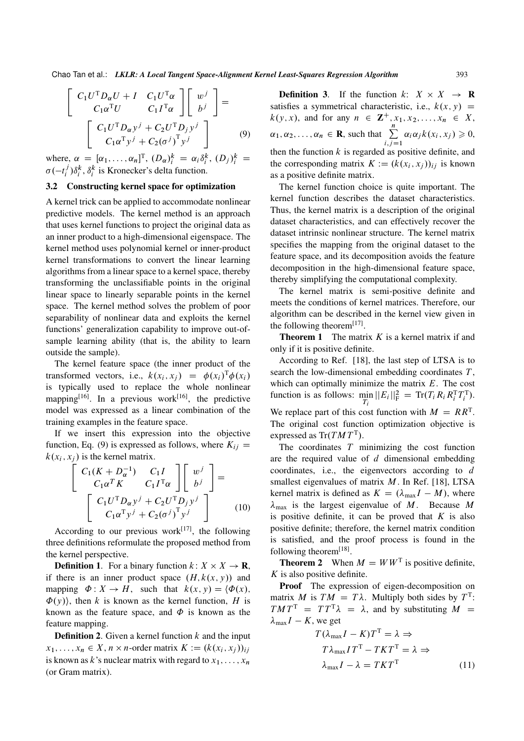$$
\begin{bmatrix} C_1 U^{\mathrm{T}} D_\alpha U + I & C_1 U^{\mathrm{T}} \alpha \\ C_1 \alpha^{\mathrm{T}} U & C_1 I^{\mathrm{T}} \alpha \end{bmatrix} \begin{bmatrix} w^j \\ b^j \end{bmatrix} = \begin{bmatrix} C_1 U^{\mathrm{T}} D_\alpha y^j + C_2 U^{\mathrm{T}} D_j y^j \\ C_1 \alpha^{\mathrm{T}} y^j + C_2 (\sigma^j)^{\mathrm{T}} y^j \end{bmatrix} \tag{9}
$$

where, $\alpha = [\alpha_1, \ldots, \alpha_n]^{\mathrm{T}}$, $(D_\alpha)_i^k = \alpha_i \delta_i^k$, $(D_j)_i^k = \sigma(-t_i^j)\delta_i^k$, $\delta_i^k$ is Kronecker's delta function.

### 3.2 Constructing kernel space for optimization

A kernel trick can be applied to accommodate nonlinear predictive models. The kernel method is an approach that uses kernel functions to project the original data as an inner product to a high-dimensional eigenspace. The kernel method uses polynomial kernel or inner-product kernel transformations to convert the linear learning algorithms from a linear space to a kernel space, thereby transforming the unclassifiable points in the original linear space to linearly separable points in the kernel space. The kernel method solves the problem of poor separability of nonlinear data and exploits the kernel functions' generalization capability to improve out-of-sample learning ability (that is, the ability to learn outside the sample).

The kernel feature space (the inner product of the transformed vectors, i.e., $k(x_i, x_j) = \phi(x_i)^{\mathrm{T}} \phi(x_i)$ is typically used to replace the whole nonlinear mapping[16]. In a previous work[16], the predictive model was expressed as a linear combination of the training examples in the feature space.

If we insert this expression into the objective function, Eq. (9) is expressed as follows, where $K_{ij} = k(x_i, x_j)$ is the kernel matrix.

$$
\begin{bmatrix} C_1 (K + D_\alpha^{-1}) & C_1 I \\ C_1 \alpha^T K & C_1 I^{\mathrm{T}} \alpha \end{bmatrix} \begin{bmatrix} w^j \\ b^j \end{bmatrix} = \begin{bmatrix} C_1 U^{\mathrm{T}} D_\alpha y^j + C_2 U^{\mathrm{T}} D_j y^j \\ C_1 \alpha^{\mathrm{T}} y^j + C_2 (\sigma^j)^{\mathrm{T}} y^j \end{bmatrix} \tag{10}
$$

According to our previous work[17], the following three definitions reformulate the proposed method from the kernel perspective.

**Definition 1**. For a binary function $k\colon X \times X \to \mathbf{R}$, if there is an inner product space $(H, k(x, y))$ and mapping $\Phi\colon X \to H$, such that $k(x, y) = \langle \Phi(x), \Phi(y) \rangle$, then $k$ is known as the kernel function, $H$ is known as the feature space, and $\Phi$ is known as the feature mapping.

**Definition 2**. Given a kernel function $k$ and the input $x_1, \ldots, x_n \in X$, $n \times n$-order matrix $K := (k(x_i, x_j))_{ij}$ is known as $k$'s nuclear matrix with regard to $x_1, \ldots, x_n$ (or Gram matrix).

**Definition 3**. If the function $k\colon X \times X \to \mathbf{R}$ satisfies a symmetrical characteristic, i.e., $k(x, y) = k(y, x)$, and for any $n \in \mathbf{Z}^+, x_1, x_2, \ldots, x_n \in X$, $\alpha_1, \alpha_2, \ldots, \alpha_n \in \mathbf{R}$, such that $\sum_{i,j=1}^{n} \alpha_i \alpha_j k(x_i, x_j) \geqslant 0$, then the function $k$ is regarded as positive definite, and the corresponding matrix $K := (k(x_i, x_j))_{ij}$ is known as a positive definite matrix.

The kernel function choice is quite important. The kernel function describes the dataset characteristics. Thus, the kernel matrix is a description of the original dataset characteristics, and can effectively recover the dataset intrinsic nonlinear structure. The kernel matrix specifies the mapping from the original dataset to the feature space, and its decomposition avoids the feature decomposition in the high-dimensional feature space, thereby simplifying the computational complexity.

The kernel matrix is semi-positive definite and meets the conditions of kernel matrices. Therefore, our algorithm can be described in the kernel view given in the following theorem[17].

**Theorem 1** The matrix $K$ is a kernel matrix if and only if it is positive definite.

According to Ref. [18], the last step of LTSA is to search the low-dimensional embedding coordinates $T$, which can optimally minimize the matrix $E$. The cost function is as follows: $\min_{T_i} ||E_i||_{\mathrm{F}}^2 = \mathrm{Tr}(T_i R_i R_i^{\mathrm{T}} T_i^{\mathrm{T}})$. We replace part of this cost function with $M = RR^{\mathrm{T}}$. The original cost function optimization objective is expressed as $\mathrm{Tr}(TMT^{\mathrm{T}})$.

The coordinates $T$ minimizing the cost function are the required value of $d$ dimensional embedding coordinates, i.e., the eigenvectors according to $d$ smallest eigenvalues of matrix $M$. In Ref. [18], LTSA kernel matrix is defined as $K = (\lambda_{\max} I - M)$, where $\lambda_{\max}$ is the largest eigenvalue of $M$. Because $M$ is positive definite, it can be proved that $K$ is also positive definite; therefore, the kernel matrix condition is satisfied, and the proof process is found in the following theorem[18].

**Theorem 2** When $M = WW^{\mathrm{T}}$ is positive definite, $K$ is also positive definite.

**Proof** The expression of eigen-decomposition on matrix $M$ is $TM = T\lambda$. Multiply both sides by $T^{\mathrm{T}}$: $TMT^{\mathrm{T}} = TT^{\mathrm{T}}\lambda = \lambda$, and by substituting $M = \lambda_{\max} I - K$, we get

$$
\begin{aligned}
&T(\lambda_{\max} I - K)T^{\mathrm{T}} = \lambda \Rightarrow \\
&T\lambda_{\max} I T^{\mathrm{T}} - TKT^{\mathrm{T}} = \lambda \Rightarrow \\
&\lambda_{\max} I - \lambda = TKT^{\mathrm{T}}
\end{aligned} \tag{11}
$$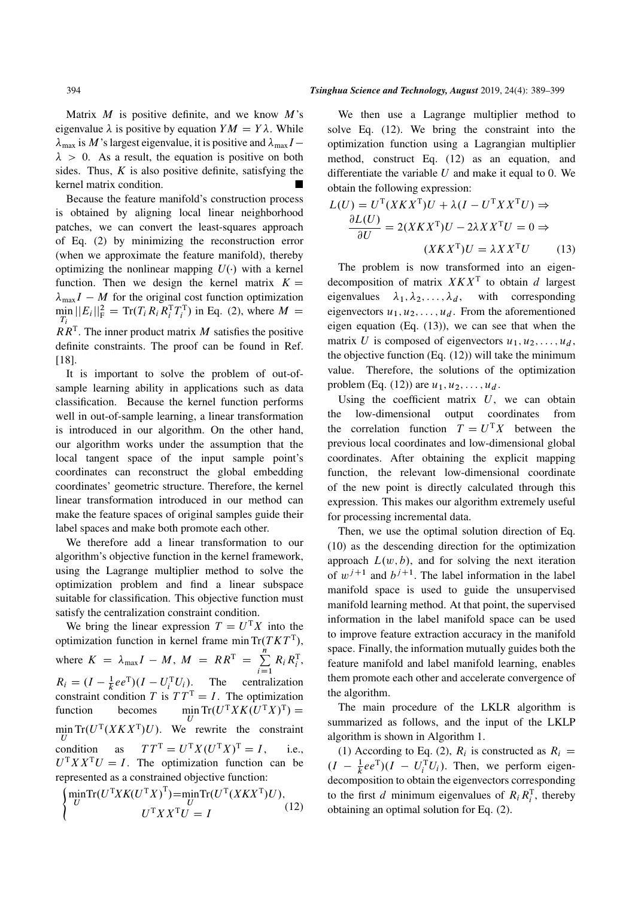Matrix $M$ is positive definite, and we know $M$'s eigenvalue $\lambda$ is positive by equation $YM = Y\lambda$. While $\lambda_{\max}$ is $M$'s largest eigenvalue, it is positive and $\lambda_{\max} I - \lambda > 0$. As a result, the equation is positive on both sides. Thus, $K$ is also positive definite, satisfying the kernel matrix condition. ■

Because the feature manifold's construction process is obtained by aligning local linear neighborhood patches, we can convert the least-squares approach of Eq. (2) by minimizing the reconstruction error (when we approximate the feature manifold), thereby optimizing the nonlinear mapping $U(\cdot)$ with a kernel function. Then we design the kernel matrix $K = \lambda_{\max} I - M$ for the original cost function optimization $\min\limits_{T_i} ||E_i||_{\mathrm{F}}^2 = \mathrm{Tr}(T_i R_i R_i^{\mathrm{T}} T_i^{\mathrm{T}})$ in Eq. (2), where $M = RR^{\mathrm{T}}$. The inner product matrix $M$ satisfies the positive definite constraints. The proof can be found in Ref. [18].

It is important to solve the problem of out-of-sample learning ability in applications such as data classification. Because the kernel function performs well in out-of-sample learning, a linear transformation is introduced in our algorithm. On the other hand, our algorithm works under the assumption that the local tangent space of the input sample point's coordinates can reconstruct the global embedding coordinates' geometric structure. Therefore, the kernel linear transformation introduced in our method can make the feature spaces of original samples guide their label spaces and make both promote each other.

We therefore add a linear transformation to our algorithm's objective function in the kernel framework, using the Lagrange multiplier method to solve the optimization problem and find a linear subspace suitable for classification. This objective function must satisfy the centralization constraint condition.

We bring the linear expression $T = U^{\mathrm{T}} X$ into the optimization function in kernel frame $\min \mathrm{Tr}(TKT^{\mathrm{T}})$, where $K = \lambda_{\max} I - M$, $M = RR^{\mathrm{T}} = \sum\limits_{i=1}^{n} R_i R_i^{\mathrm{T}}$, $R_i = (I - \frac{1}{k} ee^{\mathrm{T}})(I - U_i^{\mathrm{T}} U_i)$. The centralization constraint condition $T$ is $TT^{\mathrm{T}} = I$. The optimization function becomes $\min\limits_{U} \mathrm{Tr}(U^{\mathrm{T}} X K (U^{\mathrm{T}} X)^{\mathrm{T}}) = \min\limits_{U} \mathrm{Tr}(U^{\mathrm{T}}(XKX^{\mathrm{T}})U)$. We rewrite the constraint condition as $TT^{\mathrm{T}} = U^{\mathrm{T}} X (U^{\mathrm{T}} X)^{\mathrm{T}} = I$, i.e., $U^{\mathrm{T}} X X^{\mathrm{T}} U = I$. The optimization function can be represented as a constrained objective function:

$$\begin{cases} \min\limits_{U} \mathrm{Tr}(U^{\mathrm{T}} X K (U^{\mathrm{T}} X)^{\mathrm{T}}) = \min\limits_{U} \mathrm{Tr}(U^{\mathrm{T}}(XKX^{\mathrm{T}})U), \\ U^{\mathrm{T}} X X^{\mathrm{T}} U = I \end{cases} \tag{12}$$

We then use a Lagrange multiplier method to solve Eq. (12). We bring the constraint into the optimization function using a Lagrangian multiplier method, construct Eq. (12) as an equation, and differentiate the variable $U$ and make it equal to 0. We obtain the following expression:

$$\begin{aligned} L(U) = U^{\mathrm{T}}(XKX^{\mathrm{T}})U + \lambda(I - U^{\mathrm{T}} X X^{\mathrm{T}} U) \Rightarrow \\ \frac{\partial L(U)}{\partial U} = 2(XKX^{\mathrm{T}})U - 2\lambda X X^{\mathrm{T}} U = 0 \Rightarrow \\ (XKX^{\mathrm{T}})U = \lambda X X^{\mathrm{T}} U \end{aligned} \tag{13}$$

The problem is now transformed into an eigen-decomposition of matrix $XKX^{\mathrm{T}}$ to obtain $d$ largest eigenvalues $\lambda_1, \lambda_2, \ldots, \lambda_d$, with corresponding eigenvectors $u_1, u_2, \ldots, u_d$. From the aforementioned eigen equation (Eq. (13)), we can see that when the matrix $U$ is composed of eigenvectors $u_1, u_2, \ldots, u_d$, the objective function (Eq. (12)) will take the minimum value. Therefore, the solutions of the optimization problem (Eq. (12)) are $u_1, u_2, \ldots, u_d$.

Using the coefficient matrix $U$, we can obtain the low-dimensional output coordinates from the correlation function $T = U^{\mathrm{T}} X$ between the previous local coordinates and low-dimensional global coordinates. After obtaining the explicit mapping function, the relevant low-dimensional coordinate of the new point is directly calculated through this expression. This makes our algorithm extremely useful for processing incremental data.

Then, we use the optimal solution direction of Eq. (10) as the descending direction for the optimization approach $L(w, b)$, and for solving the next iteration of $w^{j+1}$ and $b^{j+1}$. The label information in the label manifold space is used to guide the unsupervised manifold learning method. At that point, the supervised information in the label manifold space can be used to improve feature extraction accuracy in the manifold space. Finally, the information mutually guides both the feature manifold and label manifold learning, enables them promote each other and accelerate convergence of the algorithm.

The main procedure of the LKLR algorithm is summarized as follows, and the input of the LKLP algorithm is shown in Algorithm 1.

(1) According to Eq. (2), $R_i$ is constructed as $R_i = (I - \frac{1}{k} ee^{\mathrm{T}})(I - U_i^{\mathrm{T}} U_i)$. Then, we perform eigen-decomposition to obtain the eigenvectors corresponding to the first $d$ minimum eigenvalues of $R_i R_i^{\mathrm{T}}$, thereby obtaining an optimal solution for Eq. (2).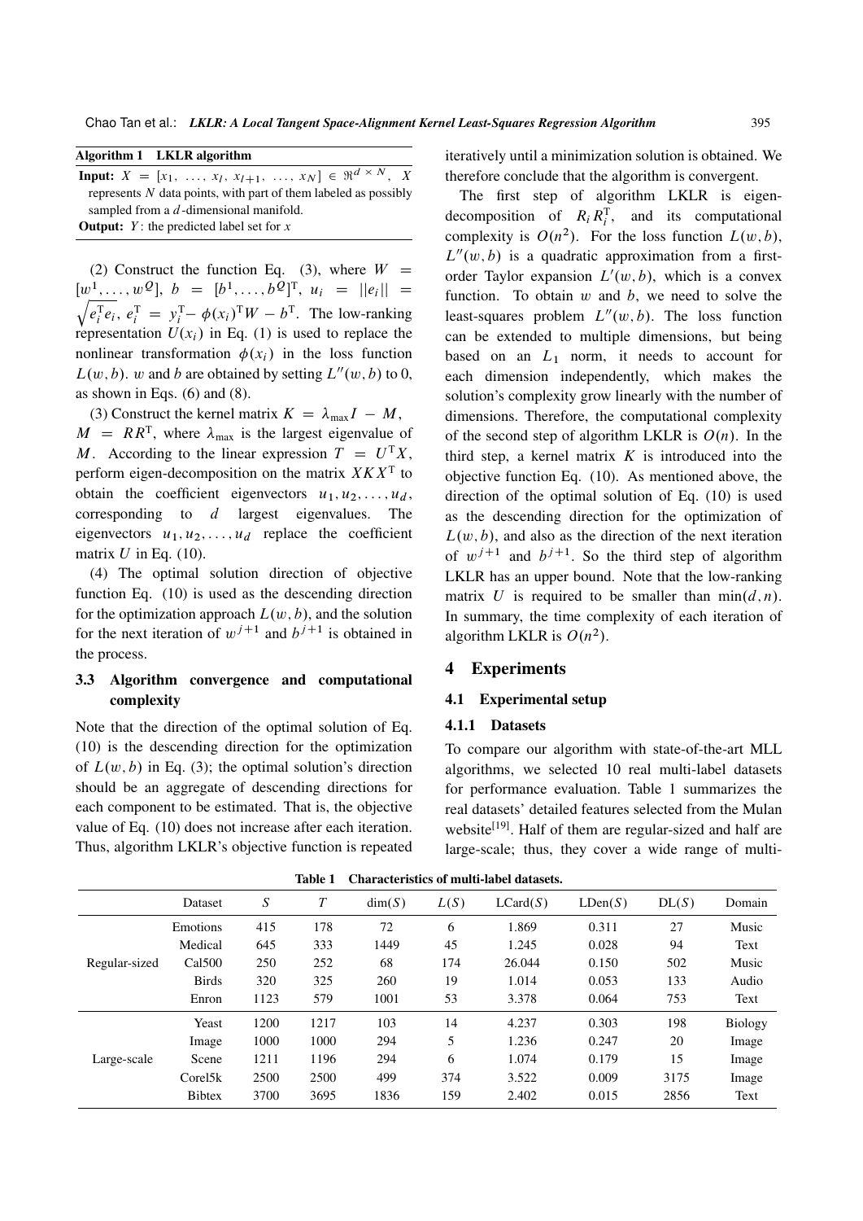**Algorithm 1 LKLR algorithm**

**Input:** $X = [x_1, \ldots, x_l, x_{l+1}, \ldots, x_N] \in \Re^{d \times N}$, $X$ represents $N$ data points, with part of them labeled as possibly sampled from a $d$-dimensional manifold.

**Output:** $Y$: the predicted label set for $x$

(2) Construct the function Eq. (3), where $W = [w^1, \ldots, w^Q]$, $b = [b^1, \ldots, b^Q]^{\mathrm{T}}$, $u_i = ||e_i|| = \sqrt{e_i^{\mathrm{T}} e_i}$, $e_i^{\mathrm{T}} = y_i^{\mathrm{T}} - \phi(x_i)^{\mathrm{T}} W - b^{\mathrm{T}}$. The low-ranking representation $U(x_i)$ in Eq. (1) is used to replace the nonlinear transformation $\phi(x_i)$ in the loss function $L(w, b)$. $w$ and $b$ are obtained by setting $L''(w, b)$ to 0, as shown in Eqs. (6) and (8).

(3) Construct the kernel matrix $K = \lambda_{\max} I - M$, $M = RR^{\mathrm{T}}$, where $\lambda_{\max}$ is the largest eigenvalue of $M$. According to the linear expression $T = U^{\mathrm{T}} X$, perform eigen-decomposition on the matrix $XKX^{\mathrm{T}}$ to obtain the coefficient eigenvectors $u_1, u_2, \ldots, u_d$, corresponding to $d$ largest eigenvalues. The eigenvectors $u_1, u_2, \ldots, u_d$ replace the coefficient matrix $U$ in Eq. (10).

(4) The optimal solution direction of objective function Eq. (10) is used as the descending direction for the optimization approach $L(w, b)$, and the solution for the next iteration of $w^{j+1}$ and $b^{j+1}$ is obtained in the process.

### 3.3 Algorithm convergence and computational complexity

Note that the direction of the optimal solution of Eq. (10) is the descending direction for the optimization of $L(w, b)$ in Eq. (3); the optimal solution's direction should be an aggregate of descending directions for each component to be estimated. That is, the objective value of Eq. (10) does not increase after each iteration. Thus, algorithm LKLR's objective function is repeated iteratively until a minimization solution is obtained. We therefore conclude that the algorithm is convergent.

The first step of algorithm LKLR is eigen-decomposition of $R_i R_i^{\mathrm{T}}$, and its computational complexity is $O(n^2)$. For the loss function $L(w, b)$, $L''(w, b)$ is a quadratic approximation from a first-order Taylor expansion $L'(w, b)$, which is a convex function. To obtain $w$ and $b$, we need to solve the least-squares problem $L''(w, b)$. The loss function can be extended to multiple dimensions, but being based on an $L_1$ norm, it needs to account for each dimension independently, which makes the solution's complexity grow linearly with the number of dimensions. Therefore, the computational complexity of the second step of algorithm LKLR is $O(n)$. In the third step, a kernel matrix $K$ is introduced into the objective function Eq. (10). As mentioned above, the direction of the optimal solution of Eq. (10) is used as the descending direction for the optimization of $L(w, b)$, and also as the direction of the next iteration of $w^{j+1}$ and $b^{j+1}$. So the third step of algorithm LKLR has an upper bound. Note that the low-ranking matrix $U$ is required to be smaller than $\min(d, n)$. In summary, the time complexity of each iteration of algorithm LKLR is $O(n^2)$.

## 4 Experiments

### 4.1 Experimental setup

#### 4.1.1 Datasets

To compare our algorithm with state-of-the-art MLL algorithms, we selected 10 real multi-label datasets for performance evaluation. Table 1 summarizes the real datasets' detailed features selected from the Mulan website[19]. Half of them are regular-sized and half are large-scale; thus, they cover a wide range of multi-

**Table 1 Characteristics of multi-label datasets.**

| | Dataset | $S$ | $T$ | dim($S$) | $L(S)$ | LCard($S$) | LDen($S$) | DL($S$) | Domain |
|---|---|---|---|---|---|---|---|---|---|
| Regular-sized | Emotions | 415 | 178 | 72 | 6 | 1.869 | 0.311 | 27 | Music |
| | Medical | 645 | 333 | 1449 | 45 | 1.245 | 0.028 | 94 | Text |
| | Cal500 | 250 | 252 | 68 | 174 | 26.044 | 0.150 | 502 | Music |
| | Birds | 320 | 325 | 260 | 19 | 1.014 | 0.053 | 133 | Audio |
| | Enron | 1123 | 579 | 1001 | 53 | 3.378 | 0.064 | 753 | Text |
| Large-scale | Yeast | 1200 | 1217 | 103 | 14 | 4.237 | 0.303 | 198 | Biology |
| | Image | 1000 | 1000 | 294 | 5 | 1.236 | 0.247 | 20 | Image |
| | Scene | 1211 | 1196 | 294 | 6 | 1.074 | 0.179 | 15 | Image |
| | Corel5k | 2500 | 2500 | 499 | 374 | 3.522 | 0.009 | 3175 | Image |
| | Bibtex | 3700 | 3695 | 1836 | 159 | 2.402 | 0.015 | 2856 | Text |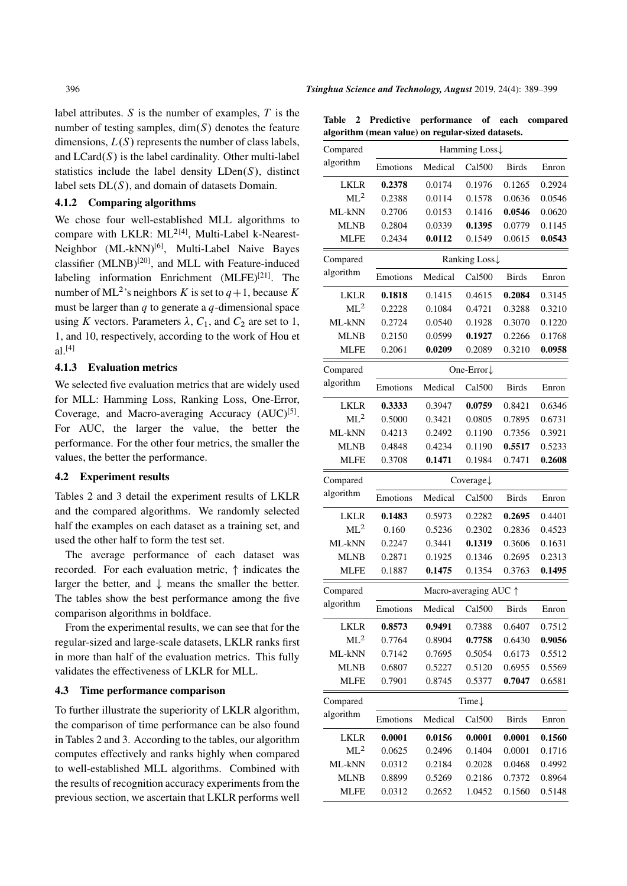label attributes. $S$ is the number of examples, $T$ is the number of testing samples, $\dim(S)$ denotes the feature dimensions, $L(S)$ represents the number of class labels, and $\text{LCard}(S)$ is the label cardinality. Other multi-label statistics include the label density $\text{LDen}(S)$, distinct label sets $\text{DL}(S)$, and domain of datasets Domain.

### 4.1.2 Comparing algorithms

We chose four well-established MLL algorithms to compare with LKLR: $\text{ML}^2$[4], Multi-Label k-Nearest-Neighbor (ML-kNN)[6], Multi-Label Naive Bayes classifier (MLNB)[20], and MLL with Feature-induced labeling information Enrichment (MLFE)[21]. The number of $\text{ML}^2$'s neighbors $K$ is set to $q+1$, because $K$ must be larger than $q$ to generate a $q$-dimensional space using $K$ vectors. Parameters $\lambda$, $C_1$, and $C_2$ are set to 1, 1, and 10, respectively, according to the work of Hou et al.[4]

### 4.1.3 Evaluation metrics

We selected five evaluation metrics that are widely used for MLL: Hamming Loss, Ranking Loss, One-Error, Coverage, and Macro-averaging Accuracy (AUC)[5]. For AUC, the larger the value, the better the performance. For the other four metrics, the smaller the values, the better the performance.

## 4.2 Experiment results

Tables 2 and 3 detail the experiment results of LKLR and the compared algorithms. We randomly selected half the examples on each dataset as a training set, and used the other half to form the test set.

The average performance of each dataset was recorded. For each evaluation metric, ↑ indicates the larger the better, and ↓ means the smaller the better. The tables show the best performance among the five comparison algorithms in boldface.

From the experimental results, we can see that for the regular-sized and large-scale datasets, LKLR ranks first in more than half of the evaluation metrics. This fully validates the effectiveness of LKLR for MLL.

## 4.3 Time performance comparison

To further illustrate the superiority of LKLR algorithm, the comparison of time performance can be also found in Tables 2 and 3. According to the tables, our algorithm computes effectively and ranks highly when compared to well-established MLL algorithms. Combined with the results of recognition accuracy experiments from the previous section, we ascertain that LKLR performs well

**Table 2 Predictive performance of each compared algorithm (mean value) on regular-sized datasets.**

| Compared algorithm | Hamming Loss↓ | | | | |
|---|---|---|---|---|---|
| | Emotions | Medical | Cal500 | Birds | Enron |
| LKLR | **0.2378** | 0.0174 | 0.1976 | 0.1265 | 0.2924 |
| $\text{ML}^2$ | 0.2388 | 0.0114 | 0.1578 | 0.0636 | 0.0546 |
| ML-kNN | 0.2706 | 0.0153 | 0.1416 | **0.0546** | 0.0620 |
| MLNB | 0.2804 | 0.0339 | **0.1395** | 0.0779 | 0.1145 |
| MLFE | 0.2434 | **0.0112** | 0.1549 | 0.0615 | **0.0543** |
| **Compared algorithm** | **Ranking Loss↓** | | | | |
| | Emotions | Medical | Cal500 | Birds | Enron |
| LKLR | **0.1818** | 0.1415 | 0.4615 | **0.2084** | 0.3145 |
| $\text{ML}^2$ | 0.2228 | 0.1084 | 0.4721 | 0.3288 | 0.3210 |
| ML-kNN | 0.2724 | 0.0540 | 0.1928 | 0.3070 | 0.1220 |
| MLNB | 0.2150 | 0.0599 | **0.1927** | 0.2266 | 0.1768 |
| MLFE | 0.2061 | **0.0209** | 0.2089 | 0.3210 | **0.0958** |
| **Compared algorithm** | **One-Error↓** | | | | |
| | Emotions | Medical | Cal500 | Birds | Enron |
| LKLR | **0.3333** | 0.3947 | **0.0759** | 0.8421 | 0.6346 |
| $\text{ML}^2$ | 0.5000 | 0.3421 | 0.0805 | 0.7895 | 0.6731 |
| ML-kNN | 0.4213 | 0.2492 | 0.1190 | 0.7356 | 0.3921 |
| MLNB | 0.4848 | 0.4234 | 0.1190 | **0.5517** | 0.5233 |
| MLFE | 0.3708 | **0.1471** | 0.1984 | 0.7471 | **0.2608** |
| **Compared algorithm** | **Coverage↓** | | | | |
| | Emotions | Medical | Cal500 | Birds | Enron |
| LKLR | **0.1483** | 0.5973 | 0.2282 | **0.2695** | 0.4401 |
| $\text{ML}^2$ | 0.160 | 0.5236 | 0.2302 | 0.2836 | 0.4523 |
| ML-kNN | 0.2247 | 0.3441 | **0.1319** | 0.3606 | 0.1631 |
| MLNB | 0.2871 | 0.1925 | 0.1346 | 0.2695 | 0.2313 |
| MLFE | 0.1887 | **0.1475** | 0.1354 | 0.3763 | **0.1495** |
| **Compared algorithm** | **Macro-averaging AUC ↑** | | | | |
| | Emotions | Medical | Cal500 | Birds | Enron |
| LKLR | **0.8573** | **0.9491** | 0.7388 | 0.6407 | 0.7512 |
| $\text{ML}^2$ | 0.7764 | 0.8904 | **0.7758** | 0.6430 | **0.9056** |
| ML-kNN | 0.7142 | 0.7695 | 0.5054 | 0.6173 | 0.5512 |
| MLNB | 0.6807 | 0.5227 | 0.5120 | 0.6955 | 0.5569 |
| MLFE | 0.7901 | 0.8745 | 0.5377 | **0.7047** | 0.6581 |
| **Compared algorithm** | **Time↓** | | | | |
| | Emotions | Medical | Cal500 | Birds | Enron |
| LKLR | **0.0001** | **0.0156** | **0.0001** | **0.0001** | **0.1560** |
| $\text{ML}^2$ | 0.0625 | 0.2496 | 0.1404 | 0.0001 | 0.1716 |
| ML-kNN | 0.0312 | 0.2184 | 0.2028 | 0.0468 | 0.4992 |
| MLNB | 0.8899 | 0.5269 | 0.2186 | 0.7372 | 0.8964 |
| MLFE | 0.0312 | 0.2652 | 1.0452 | 0.1560 | 0.5148 |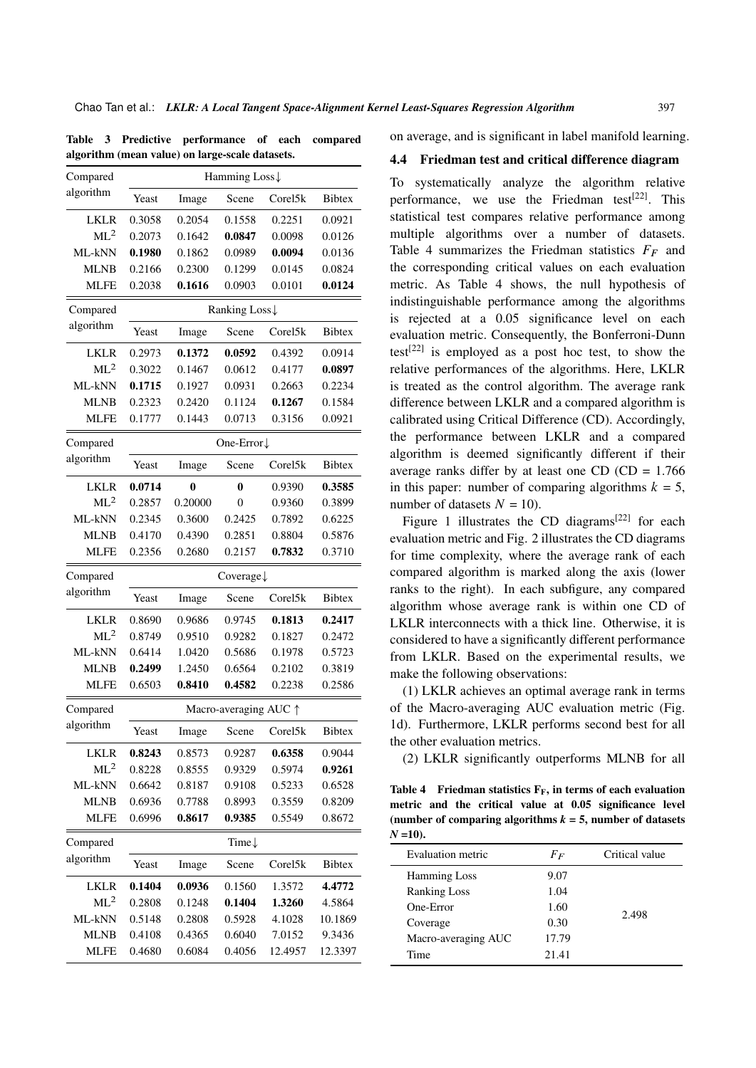**Table 3 Predictive performance of each compared algorithm (mean value) on large-scale datasets.**

| Compared algorithm | Hamming Loss↓ | | | | |
|---|---|---|---|---|---|
| | Yeast | Image | Scene | Corel5k | Bibtex |
| LKLR | 0.3058 | 0.2054 | 0.1558 | 0.2251 | 0.0921 |
| $ML^2$ | 0.2073 | 0.1642 | **0.0847** | 0.0098 | 0.0126 |
| ML-kNN | **0.1980** | 0.1862 | 0.0989 | **0.0094** | 0.0136 |
| MLNB | 0.2166 | 0.2300 | 0.1299 | 0.0145 | 0.0824 |
| MLFE | 0.2038 | **0.1616** | 0.0903 | 0.0101 | **0.0124** |

| Compared algorithm | Ranking Loss↓ | | | | |
|---|---|---|---|---|---|
| | Yeast | Image | Scene | Corel5k | Bibtex |
| LKLR | 0.2973 | **0.1372** | **0.0592** | 0.4392 | 0.0914 |
| $ML^2$ | 0.3022 | 0.1467 | 0.0612 | 0.4177 | **0.0897** |
| ML-kNN | **0.1715** | 0.1927 | 0.0931 | 0.2663 | 0.2234 |
| MLNB | 0.2323 | 0.2420 | 0.1124 | **0.1267** | 0.1584 |
| MLFE | 0.1777 | 0.1443 | 0.0713 | 0.3156 | 0.0921 |

| Compared algorithm | One-Error↓ | | | | |
|---|---|---|---|---|---|
| | Yeast | Image | Scene | Corel5k | Bibtex |
| LKLR | **0.0714** | **0** | **0** | 0.9390 | **0.3585** |
| $ML^2$ | 0.2857 | 0.20000 | 0 | 0.9360 | 0.3899 |
| ML-kNN | 0.2345 | 0.3600 | 0.2425 | 0.7892 | 0.6225 |
| MLNB | 0.4170 | 0.4390 | 0.2851 | 0.8804 | 0.5876 |
| MLFE | 0.2356 | 0.2680 | 0.2157 | **0.7832** | 0.3710 |

| Compared algorithm | Coverage↓ | | | | |
|---|---|---|---|---|---|
| | Yeast | Image | Scene | Corel5k | Bibtex |
| LKLR | 0.8690 | 0.9686 | 0.9745 | **0.1813** | **0.2417** |
| $ML^2$ | 0.8749 | 0.9510 | 0.9282 | 0.1827 | 0.2472 |
| ML-kNN | 0.6414 | 1.0420 | 0.5686 | 0.1978 | 0.5723 |
| MLNB | **0.2499** | 1.2450 | 0.6564 | 0.2102 | 0.3819 |
| MLFE | 0.6503 | **0.8410** | **0.4582** | 0.2238 | 0.2586 |

| Compared algorithm | Macro-averaging AUC ↑ | | | | |
|---|---|---|---|---|---|
| | Yeast | Image | Scene | Corel5k | Bibtex |
| LKLR | **0.8243** | 0.8573 | 0.9287 | **0.6358** | 0.9044 |
| $ML^2$ | 0.8228 | 0.8555 | 0.9329 | 0.5974 | **0.9261** |
| ML-kNN | 0.6642 | 0.8187 | 0.9108 | 0.5233 | 0.6528 |
| MLNB | 0.6936 | 0.7788 | 0.8993 | 0.3559 | 0.8209 |
| MLFE | 0.6996 | **0.8617** | **0.9385** | 0.5549 | 0.8672 |

| Compared algorithm | Time↓ | | | | |
|---|---|---|---|---|---|
| | Yeast | Image | Scene | Corel5k | Bibtex |
| LKLR | **0.1404** | **0.0936** | 0.1560 | 1.3572 | **4.4772** |
| $ML^2$ | 0.2808 | 0.1248 | **0.1404** | **1.3260** | 4.5864 |
| ML-kNN | 0.5148 | 0.2808 | 0.5928 | 4.1028 | 10.1869 |
| MLNB | 0.4108 | 0.4365 | 0.6040 | 7.0152 | 9.3436 |
| MLFE | 0.4680 | 0.6084 | 0.4056 | 12.4957 | 12.3397 |

on average, and is significant in label manifold learning.

### 4.4 Friedman test and critical difference diagram

To systematically analyze the algorithm relative performance, we use the Friedman test[22]. This statistical test compares relative performance among multiple algorithms over a number of datasets. Table 4 summarizes the Friedman statistics $F_F$ and the corresponding critical values on each evaluation metric. As Table 4 shows, the null hypothesis of indistinguishable performance among the algorithms is rejected at a 0.05 significance level on each evaluation metric. Consequently, the Bonferroni-Dunn test[22] is employed as a post hoc test, to show the relative performances of the algorithms. Here, LKLR is treated as the control algorithm. The average rank difference between LKLR and a compared algorithm is calibrated using Critical Difference (CD). Accordingly, the performance between LKLR and a compared algorithm is deemed significantly different if their average ranks differ by at least one CD (CD = 1.766 in this paper: number of comparing algorithms $k$ = 5, number of datasets $N$ = 10).

Figure 1 illustrates the CD diagrams[22] for each evaluation metric and Fig. 2 illustrates the CD diagrams for time complexity, where the average rank of each compared algorithm is marked along the axis (lower ranks to the right). In each subfigure, any compared algorithm whose average rank is within one CD of LKLR interconnects with a thick line. Otherwise, it is considered to have a significantly different performance from LKLR. Based on the experimental results, we make the following observations:

(1) LKLR achieves an optimal average rank in terms of the Macro-averaging AUC evaluation metric (Fig. 1d). Furthermore, LKLR performs second best for all the other evaluation metrics.

(2) LKLR significantly outperforms MLNB for all

**Table 4 Friedman statistics $F_F$, in terms of each evaluation metric and the critical value at 0.05 significance level (number of comparing algorithms $k$ = 5, number of datasets $N$ =10).**

| Evaluation metric | $F_F$ | Critical value |
|---|---|---|
| Hamming Loss | 9.07 | 2.498 |
| Ranking Loss | 1.04 | |
| One-Error | 1.60 | |
| Coverage | 0.30 | |
| Macro-averaging AUC | 17.79 | |
| Time | 21.41 | |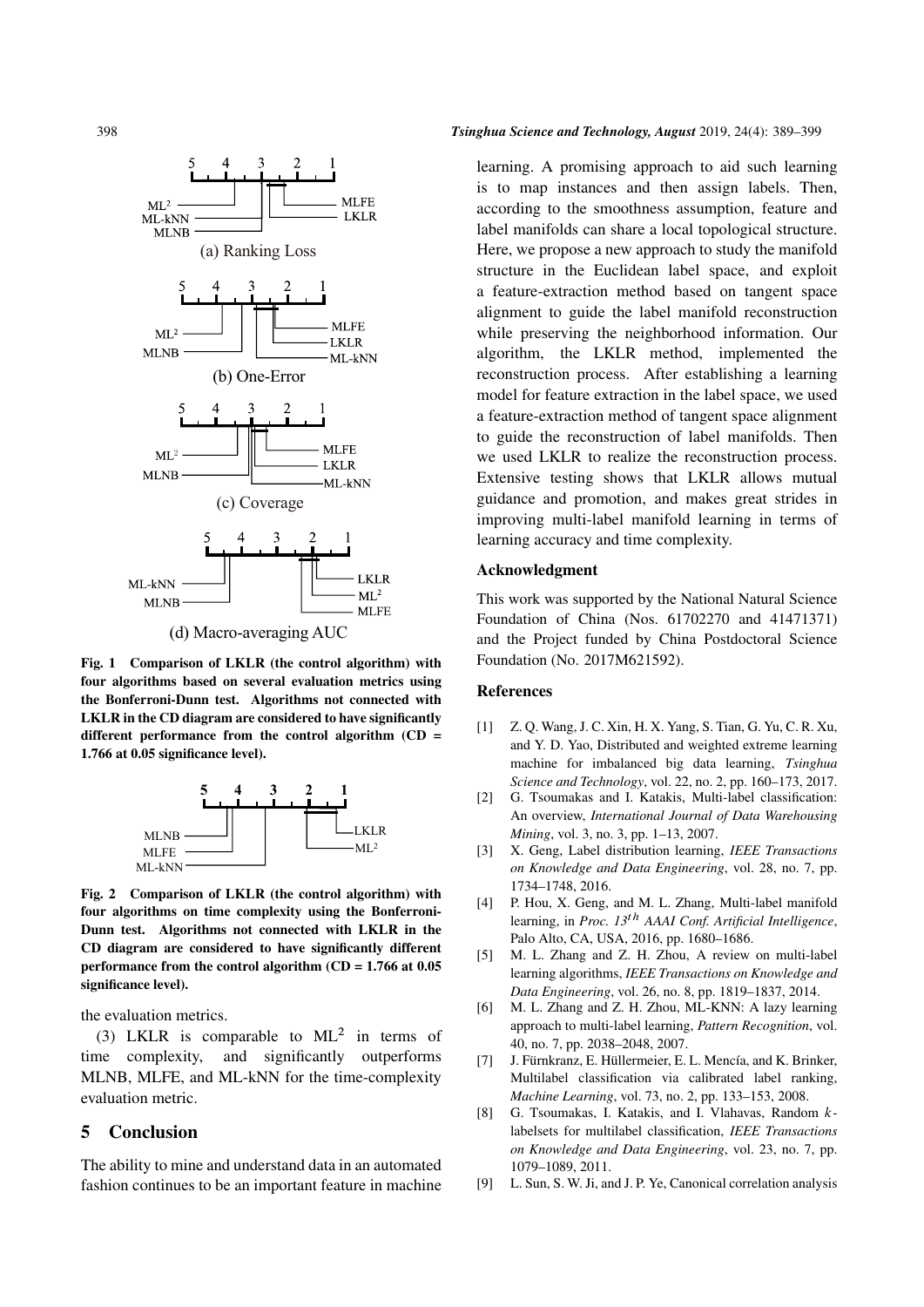Fig. 1 Comparison of LKLR (the control algorithm) with four algorithms based on several evaluation metrics using the Bonferroni-Dunn test. Algorithms not connected with LKLR in the CD diagram are considered to have significantly different performance from the control algorithm (CD = 1.766 at 0.05 significance level).

Fig. 2 Comparison of LKLR (the control algorithm) with four algorithms on time complexity using the Bonferroni-Dunn test. Algorithms not connected with LKLR in the CD diagram are considered to have significantly different performance from the control algorithm (CD = 1.766 at 0.05 significance level).

the evaluation metrics.

(3) LKLR is comparable to $ML^2$ in terms of time complexity, and significantly outperforms MLNB, MLFE, and ML-kNN for the time-complexity evaluation metric.

## 5 Conclusion

The ability to mine and understand data in an automated fashion continues to be an important feature in machine learning. A promising approach to aid such learning is to map instances and then assign labels. Then, according to the smoothness assumption, feature and label manifolds can share a local topological structure. Here, we propose a new approach to study the manifold structure in the Euclidean label space, and exploit a feature-extraction method based on tangent space alignment to guide the label manifold reconstruction while preserving the neighborhood information. Our algorithm, the LKLR method, implemented the reconstruction process. After establishing a learning model for feature extraction in the label space, we used a feature-extraction method of tangent space alignment to guide the reconstruction of label manifolds. Then we used LKLR to realize the reconstruction process. Extensive testing shows that LKLR allows mutual guidance and promotion, and makes great strides in improving multi-label manifold learning in terms of learning accuracy and time complexity.

### Acknowledgment

This work was supported by the National Natural Science Foundation of China (Nos. 61702270 and 41471371) and the Project funded by China Postdoctoral Science Foundation (No. 2017M621592).

### References

[1] Z. Q. Wang, J. C. Xin, H. X. Yang, S. Tian, G. Yu, C. R. Xu, and Y. D. Yao, Distributed and weighted extreme learning machine for imbalanced big data learning, *Tsinghua Science and Technology*, vol. 22, no. 2, pp. 160–173, 2017.

[2] G. Tsoumakas and I. Katakis, Multi-label classification: An overview, *International Journal of Data Warehousing Mining*, vol. 3, no. 3, pp. 1–13, 2007.

[3] X. Geng, Label distribution learning, *IEEE Transactions on Knowledge and Data Engineering*, vol. 28, no. 7, pp. 1734–1748, 2016.

[4] P. Hou, X. Geng, and M. L. Zhang, Multi-label manifold learning, in *Proc. 13th AAAI Conf. Artificial Intelligence*, Palo Alto, CA, USA, 2016, pp. 1680–1686.

[5] M. L. Zhang and Z. H. Zhou, A review on multi-label learning algorithms, *IEEE Transactions on Knowledge and Data Engineering*, vol. 26, no. 8, pp. 1819–1837, 2014.

[6] M. L. Zhang and Z. H. Zhou, ML-KNN: A lazy learning approach to multi-label learning, *Pattern Recognition*, vol. 40, no. 7, pp. 2038–2048, 2007.

[7] J. Fürnkranz, E. Hüllermeier, E. L. Mencía, and K. Brinker, Multilabel classification via calibrated label ranking, *Machine Learning*, vol. 73, no. 2, pp. 133–153, 2008.

[8] G. Tsoumakas, I. Katakis, and I. Vlahavas, Random $k$-labelsets for multilabel classification, *IEEE Transactions on Knowledge and Data Engineering*, vol. 23, no. 7, pp. 1079–1089, 2011.

[9] L. Sun, S. W. Ji, and J. P. Ye, Canonical correlation analysis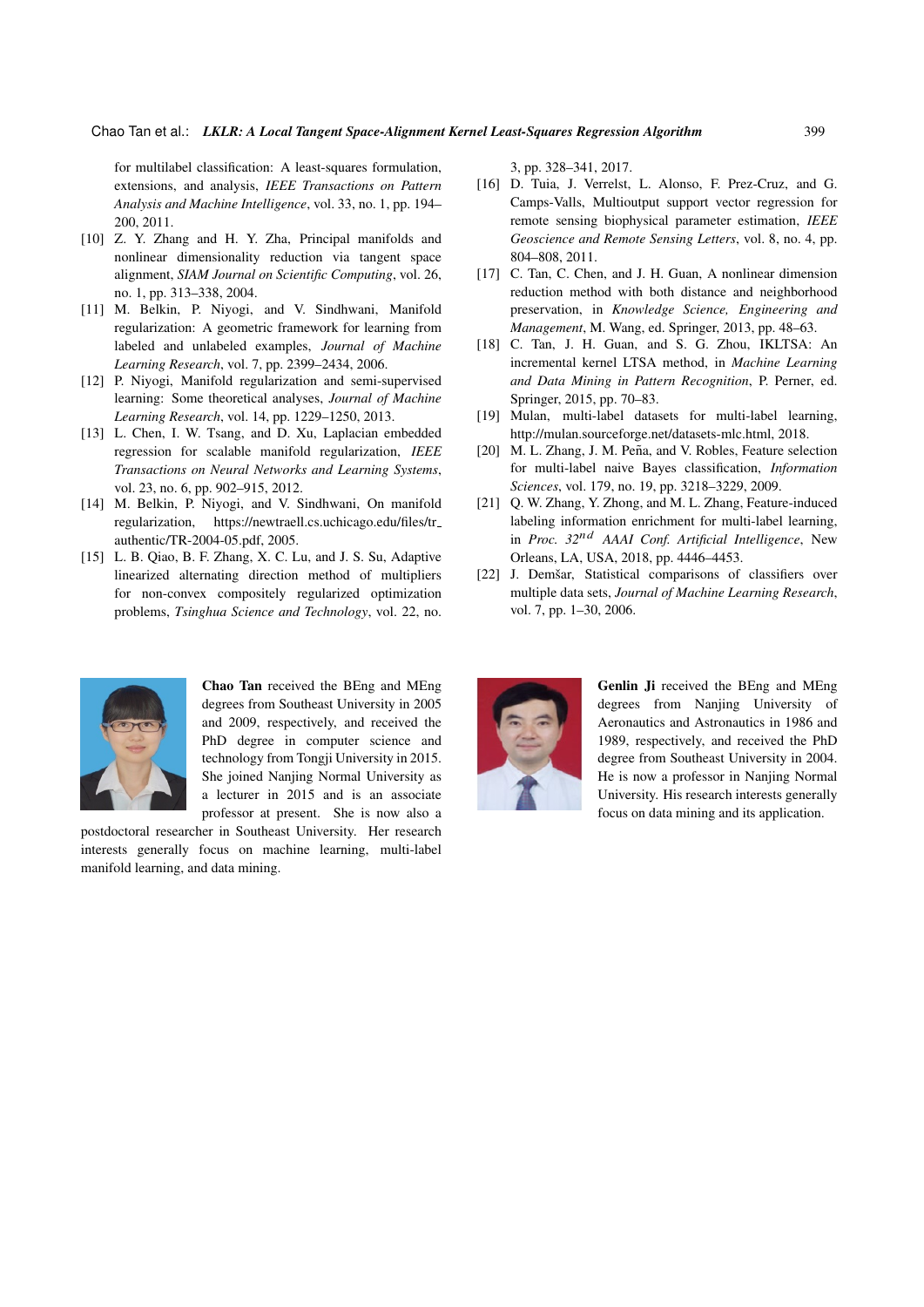for multilabel classification: A least-squares formulation, extensions, and analysis, *IEEE Transactions on Pattern Analysis and Machine Intelligence*, vol. 33, no. 1, pp. 194–200, 2011.

[10] Z. Y. Zhang and H. Y. Zha, Principal manifolds and nonlinear dimensionality reduction via tangent space alignment, *SIAM Journal on Scientific Computing*, vol. 26, no. 1, pp. 313–338, 2004.

[11] M. Belkin, P. Niyogi, and V. Sindhwani, Manifold regularization: A geometric framework for learning from labeled and unlabeled examples, *Journal of Machine Learning Research*, vol. 7, pp. 2399–2434, 2006.

[12] P. Niyogi, Manifold regularization and semi-supervised learning: Some theoretical analyses, *Journal of Machine Learning Research*, vol. 14, pp. 1229–1250, 2013.

[13] L. Chen, I. W. Tsang, and D. Xu, Laplacian embedded regression for scalable manifold regularization, *IEEE Transactions on Neural Networks and Learning Systems*, vol. 23, no. 6, pp. 902–915, 2012.

[14] M. Belkin, P. Niyogi, and V. Sindhwani, On manifold regularization, https://newtraell.cs.uchicago.edu/files/tr_authentic/TR-2004-05.pdf, 2005.

[15] L. B. Qiao, B. F. Zhang, X. C. Lu, and J. S. Su, Adaptive linearized alternating direction method of multipliers for non-convex compositely regularized optimization problems, *Tsinghua Science and Technology*, vol. 22, no. 3, pp. 328–341, 2017.

[16] D. Tuia, J. Verrelst, L. Alonso, F. Prez-Cruz, and G. Camps-Valls, Multioutput support vector regression for remote sensing biophysical parameter estimation, *IEEE Geoscience and Remote Sensing Letters*, vol. 8, no. 4, pp. 804–808, 2011.

[17] C. Tan, C. Chen, and J. H. Guan, A nonlinear dimension reduction method with both distance and neighborhood preservation, in *Knowledge Science, Engineering and Management*, M. Wang, ed. Springer, 2013, pp. 48–63.

[18] C. Tan, J. H. Guan, and S. G. Zhou, IKLTSA: An incremental kernel LTSA method, in *Machine Learning and Data Mining in Pattern Recognition*, P. Perner, ed. Springer, 2015, pp. 70–83.

[19] Mulan, multi-label datasets for multi-label learning, http://mulan.sourceforge.net/datasets-mlc.html, 2018.

[20] M. L. Zhang, J. M. Peña, and V. Robles, Feature selection for multi-label naive Bayes classification, *Information Sciences*, vol. 179, no. 19, pp. 3218–3229, 2009.

[21] Q. W. Zhang, Y. Zhong, and M. L. Zhang, Feature-induced labeling information enrichment for multi-label learning, in *Proc. 32$^{nd}$ AAAI Conf. Artificial Intelligence*, New Orleans, LA, USA, 2018, pp. 4446–4453.

[22] J. Demšar, Statistical comparisons of classifiers over multiple data sets, *Journal of Machine Learning Research*, vol. 7, pp. 1–30, 2006.

**Chao Tan** received the BEng and MEng degrees from Southeast University in 2005 and 2009, respectively, and received the PhD degree in computer science and technology from Tongji University in 2015. She joined Nanjing Normal University as a lecturer in 2015 and is an associate professor at present. She is now also a postdoctoral researcher in Southeast University. Her research interests generally focus on machine learning, multi-label manifold learning, and data mining.

**Genlin Ji** received the BEng and MEng degrees from Nanjing University of Aeronautics and Astronautics in 1986 and 1989, respectively, and received the PhD degree from Southeast University in 2004. He is now a professor in Nanjing Normal University. His research interests generally focus on data mining and its application.